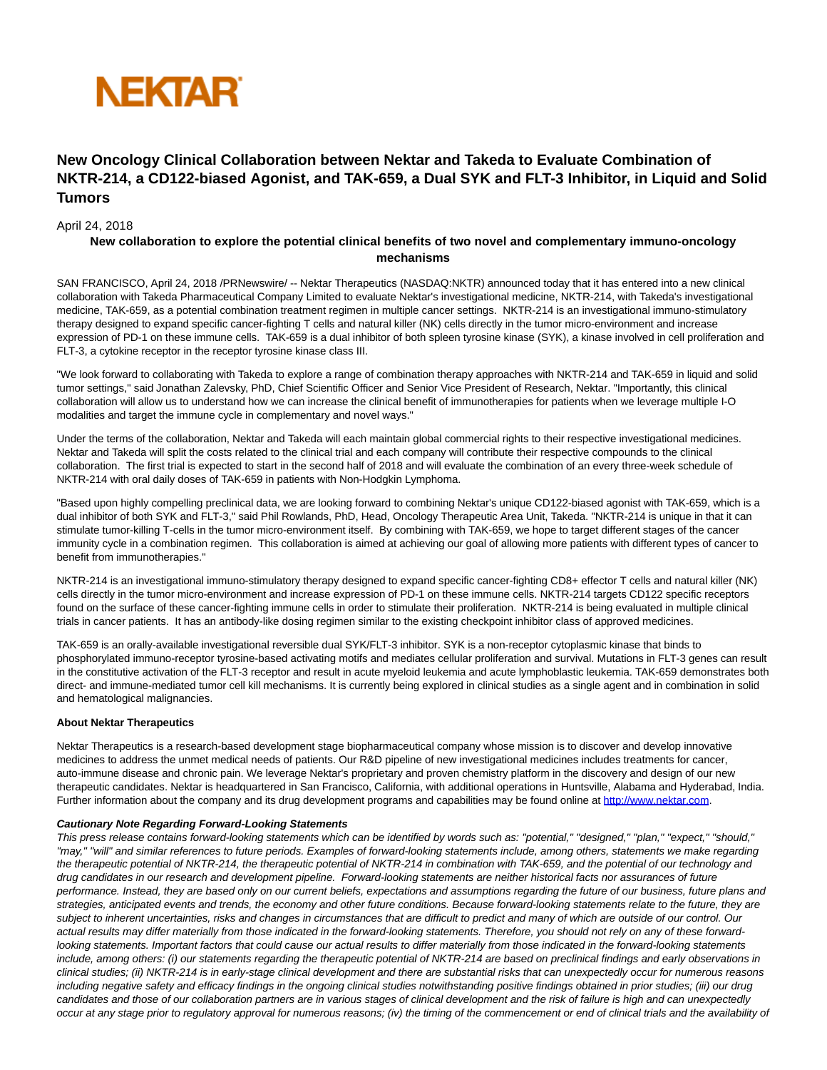NEKTAR

# New Oncology Clinical Collaboration between Nektar and Takeda to Evaluate Combination of NKTR-214, a CD122-biased Agonist, and TAK-659, a Dual SYK and FLT-3 Inhibitor, in Liquid and Solid Tumors

April 24, 2018

**New collaboration to explore the potential clinical benefits of two novel and complementary immuno-oncology mechanisms**

SAN FRANCISCO, April 24, 2018 /PRNewswire/ -- Nektar Therapeutics (NASDAQ:NKTR) announced today that it has entered into a new clinical collaboration with Takeda Pharmaceutical Company Limited to evaluate Nektar's investigational medicine, NKTR-214, with Takeda's investigational medicine, TAK-659, as a potential combination treatment regimen in multiple cancer settings. NKTR-214 is an investigational immuno-stimulatory therapy designed to expand specific cancer-fighting T cells and natural killer (NK) cells directly in the tumor micro-environment and increase expression of PD-1 on these immune cells. TAK-659 is a dual inhibitor of both spleen tyrosine kinase (SYK), a kinase involved in cell proliferation and FLT-3, a cytokine receptor in the receptor tyrosine kinase class III.

"We look forward to collaborating with Takeda to explore a range of combination therapy approaches with NKTR-214 and TAK-659 in liquid and solid tumor settings," said Jonathan Zalevsky, PhD, Chief Scientific Officer and Senior Vice President of Research, Nektar. "Importantly, this clinical collaboration will allow us to understand how we can increase the clinical benefit of immunotherapies for patients when we leverage multiple I-O modalities and target the immune cycle in complementary and novel ways."

Under the terms of the collaboration, Nektar and Takeda will each maintain global commercial rights to their respective investigational medicines. Nektar and Takeda will split the costs related to the clinical trial and each company will contribute their respective compounds to the clinical collaboration. The first trial is expected to start in the second half of 2018 and will evaluate the combination of an every three-week schedule of NKTR-214 with oral daily doses of TAK-659 in patients with Non-Hodgkin Lymphoma.

"Based upon highly compelling preclinical data, we are looking forward to combining Nektar's unique CD122-biased agonist with TAK-659, which is a dual inhibitor of both SYK and FLT-3," said Phil Rowlands, PhD, Head, Oncology Therapeutic Area Unit, Takeda. "NKTR-214 is unique in that it can stimulate tumor-killing T-cells in the tumor micro-environment itself. By combining with TAK-659, we hope to target different stages of the cancer immunity cycle in a combination regimen. This collaboration is aimed at achieving our goal of allowing more patients with different types of cancer to benefit from immunotherapies."

NKTR-214 is an investigational immuno-stimulatory therapy designed to expand specific cancer-fighting CD8+ effector T cells and natural killer (NK) cells directly in the tumor micro-environment and increase expression of PD-1 on these immune cells. NKTR-214 targets CD122 specific receptors found on the surface of these cancer-fighting immune cells in order to stimulate their proliferation. NKTR-214 is being evaluated in multiple clinical trials in cancer patients. It has an antibody-like dosing regimen similar to the existing checkpoint inhibitor class of approved medicines.

TAK-659 is an orally-available investigational reversible dual SYK/FLT-3 inhibitor. SYK is a non-receptor cytoplasmic kinase that binds to phosphorylated immuno-receptor tyrosine-based activating motifs and mediates cellular proliferation and survival. Mutations in FLT-3 genes can result in the constitutive activation of the FLT-3 receptor and result in acute myeloid leukemia and acute lymphoblastic leukemia. TAK-659 demonstrates both direct- and immune-mediated tumor cell kill mechanisms. It is currently being explored in clinical studies as a single agent and in combination in solid and hematological malignancies.

**About Nektar Therapeutics**

Nektar Therapeutics is a research-based development stage biopharmaceutical company whose mission is to discover and develop innovative medicines to address the unmet medical needs of patients. Our R&D pipeline of new investigational medicines includes treatments for cancer, auto-immune disease and chronic pain. We leverage Nektar's proprietary and proven chemistry platform in the discovery and design of our new therapeutic candidates. Nektar is headquartered in San Francisco, California, with additional operations in Huntsville, Alabama and Hyderabad, India. Further information about the company and its drug development programs and capabilities may be found online at http://www.nektar.com.

***Cautionary Note Regarding Forward-Looking Statements***

*This press release contains forward-looking statements which can be identified by words such as: "potential," "designed," "plan," "expect," "should," "may," "will" and similar references to future periods. Examples of forward-looking statements include, among others, statements we make regarding the therapeutic potential of NKTR-214, the therapeutic potential of NKTR-214 in combination with TAK-659, and the potential of our technology and drug candidates in our research and development pipeline. Forward-looking statements are neither historical facts nor assurances of future performance. Instead, they are based only on our current beliefs, expectations and assumptions regarding the future of our business, future plans and strategies, anticipated events and trends, the economy and other future conditions. Because forward-looking statements relate to the future, they are subject to inherent uncertainties, risks and changes in circumstances that are difficult to predict and many of which are outside of our control. Our actual results may differ materially from those indicated in the forward-looking statements. Therefore, you should not rely on any of these forward-looking statements. Important factors that could cause our actual results to differ materially from those indicated in the forward-looking statements include, among others: (i) our statements regarding the therapeutic potential of NKTR-214 are based on preclinical findings and early observations in clinical studies; (ii) NKTR-214 is in early-stage clinical development and there are substantial risks that can unexpectedly occur for numerous reasons including negative safety and efficacy findings in the ongoing clinical studies notwithstanding positive findings obtained in prior studies; (iii) our drug candidates and those of our collaboration partners are in various stages of clinical development and the risk of failure is high and can unexpectedly occur at any stage prior to regulatory approval for numerous reasons; (iv) the timing of the commencement or end of clinical trials and the availability of*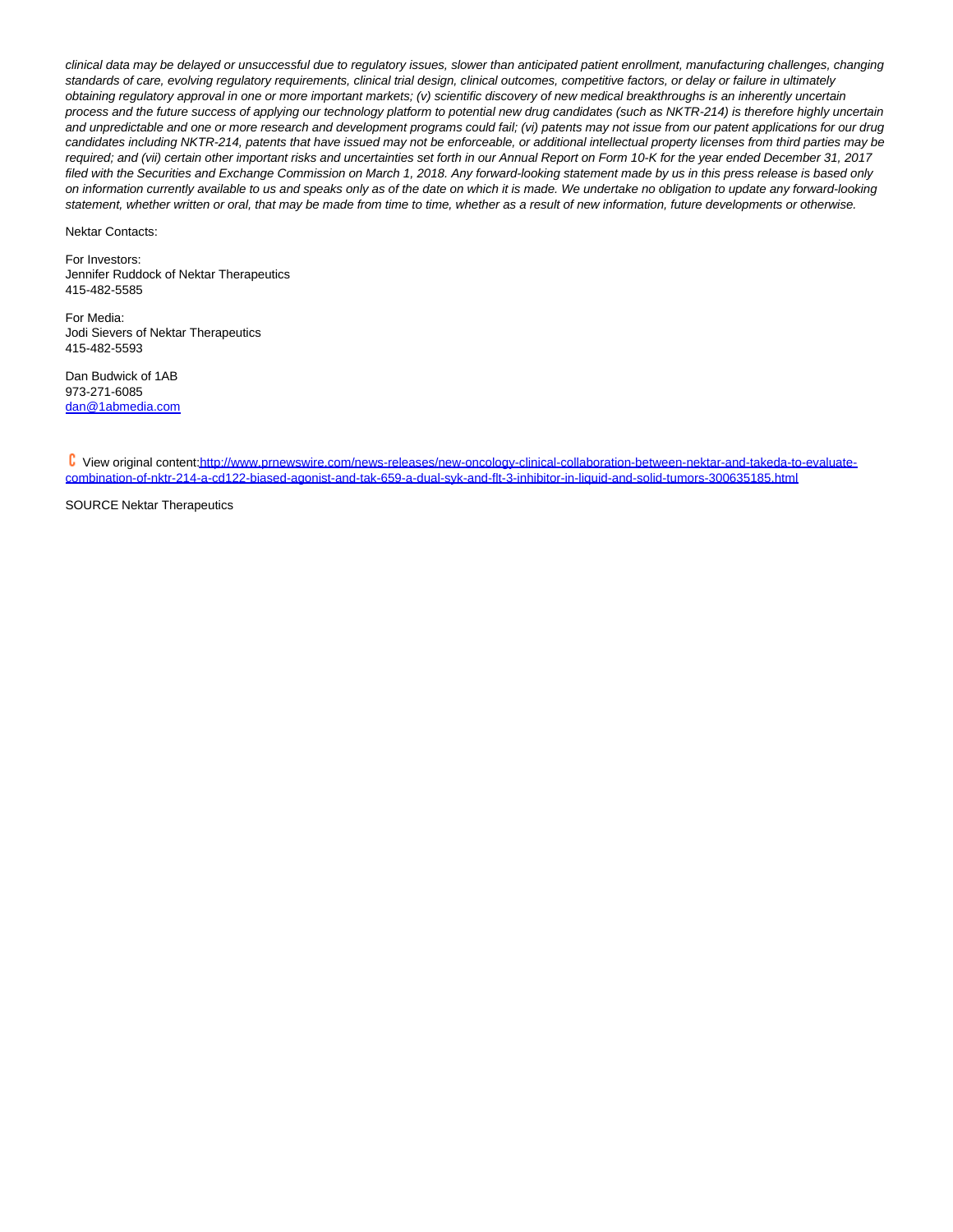*clinical data may be delayed or unsuccessful due to regulatory issues, slower than anticipated patient enrollment, manufacturing challenges, changing standards of care, evolving regulatory requirements, clinical trial design, clinical outcomes, competitive factors, or delay or failure in ultimately obtaining regulatory approval in one or more important markets; (v) scientific discovery of new medical breakthroughs is an inherently uncertain process and the future success of applying our technology platform to potential new drug candidates (such as NKTR-214) is therefore highly uncertain and unpredictable and one or more research and development programs could fail; (vi) patents may not issue from our patent applications for our drug candidates including NKTR-214, patents that have issued may not be enforceable, or additional intellectual property licenses from third parties may be required; and (vii) certain other important risks and uncertainties set forth in our Annual Report on Form 10-K for the year ended December 31, 2017 filed with the Securities and Exchange Commission on March 1, 2018. Any forward-looking statement made by us in this press release is based only on information currently available to us and speaks only as of the date on which it is made. We undertake no obligation to update any forward-looking statement, whether written or oral, that may be made from time to time, whether as a result of new information, future developments or otherwise.*

Nektar Contacts:

For Investors:
Jennifer Ruddock of Nektar Therapeutics
415-482-5585

For Media:
Jodi Sievers of Nektar Therapeutics
415-482-5593

Dan Budwick of 1AB
973-271-6085
[dan@1abmedia.com](mailto:dan@1abmedia.com)

View original content:[http://www.prnewswire.com/news-releases/new-oncology-clinical-collaboration-between-nektar-and-takeda-to-evaluate-combination-of-nktr-214-a-cd122-biased-agonist-and-tak-659-a-dual-syk-and-flt-3-inhibitor-in-liquid-and-solid-tumors-300635185.html](http://www.prnewswire.com/news-releases/new-oncology-clinical-collaboration-between-nektar-and-takeda-to-evaluate-combination-of-nktr-214-a-cd122-biased-agonist-and-tak-659-a-dual-syk-and-flt-3-inhibitor-in-liquid-and-solid-tumors-300635185.html)

SOURCE Nektar Therapeutics